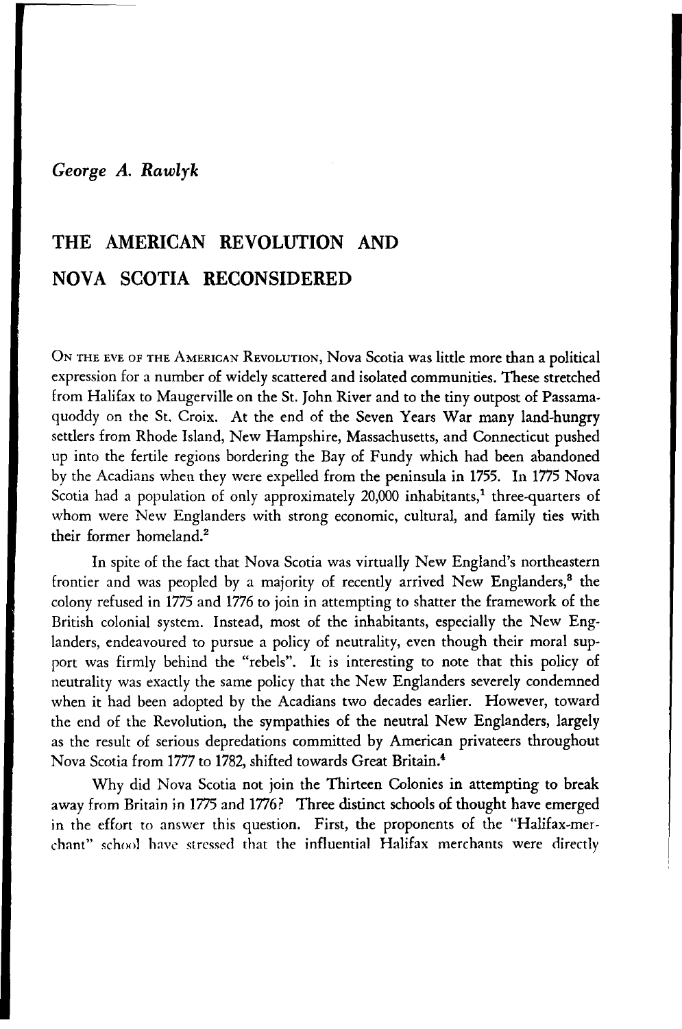*George A. Rawlyk*

# THE AMERICAN REVOLUTION AND NOVA SCOTIA RECONSIDERED

On the eve of the American Revolution, Nova Scotia was little more than a political expression for a number of widely scattered and isolated communities. These stretched from Halifax to Maugerville on the St. John River and to the tiny outpost of Passamaquoddy on the St. Croix. At the end of the Seven Years War many land-hungry settlers from Rhode Island, New Hampshire, Massachusetts, and Connecticut pushed up into the fertile regions bordering the Bay of Fundy which had been abandoned by the Acadians when they were expelled from the peninsula in 1755. In 1775 Nova Scotia had a population of only approximately 20,000 inhabitants,[1] three-quarters of whom were New Englanders with strong economic, cultural, and family ties with their former homeland.[2]

In spite of the fact that Nova Scotia was virtually New England's northeastern frontier and was peopled by a majority of recently arrived New Englanders,[3] the colony refused in 1775 and 1776 to join in attempting to shatter the framework of the British colonial system. Instead, most of the inhabitants, especially the New Englanders, endeavoured to pursue a policy of neutrality, even though their moral support was firmly behind the "rebels". It is interesting to note that this policy of neutrality was exactly the same policy that the New Englanders severely condemned when it had been adopted by the Acadians two decades earlier. However, toward the end of the Revolution, the sympathies of the neutral New Englanders, largely as the result of serious depredations committed by American privateers throughout Nova Scotia from 1777 to 1782, shifted towards Great Britain.[4]

Why did Nova Scotia not join the Thirteen Colonies in attempting to break away from Britain in 1775 and 1776? Three distinct schools of thought have emerged in the effort to answer this question. First, the proponents of the "Halifax-merchant" school have stressed that the influential Halifax merchants were directly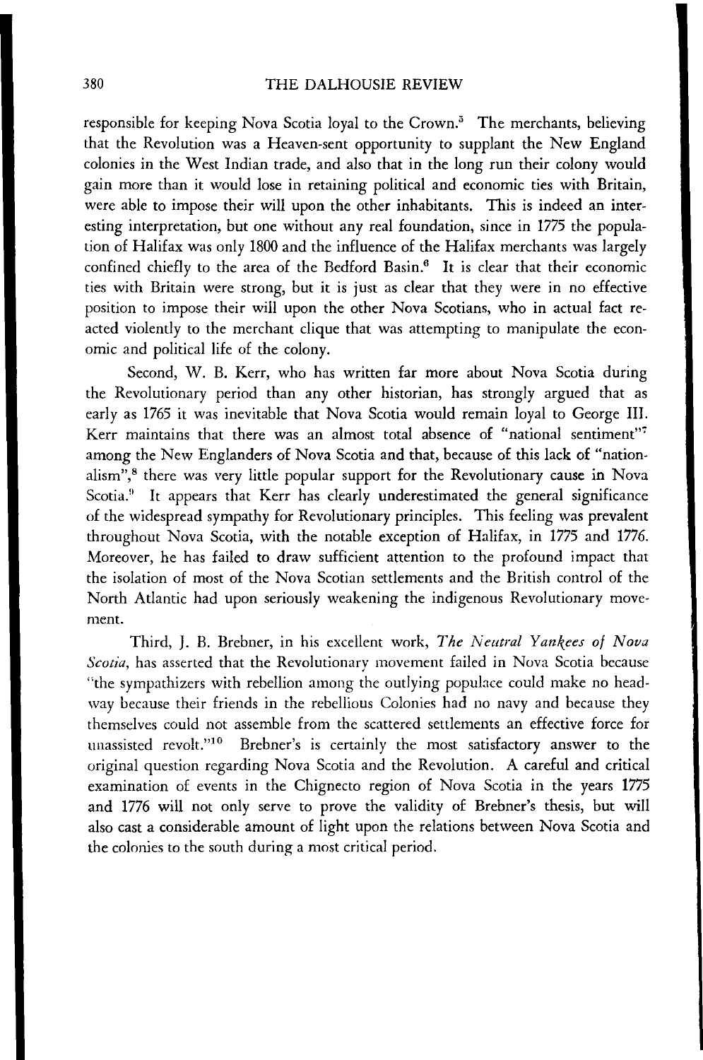responsible for keeping Nova Scotia loyal to the Crown.[5] The merchants, believing that the Revolution was a Heaven-sent opportunity to supplant the New England colonies in the West Indian trade, and also that in the long run their colony would gain more than it would lose in retaining political and economic ties with Britain, were able to impose their will upon the other inhabitants. This is indeed an interesting interpretation, but one without any real foundation, since in 1775 the population of Halifax was only 1800 and the influence of the Halifax merchants was largely confined chiefly to the area of the Bedford Basin.[6] It is clear that their economic ties with Britain were strong, but it is just as clear that they were in no effective position to impose their will upon the other Nova Scotians, who in actual fact reacted violently to the merchant clique that was attempting to manipulate the economic and political life of the colony.

Second, W. B. Kerr, who has written far more about Nova Scotia during the Revolutionary period than any other historian, has strongly argued that as early as 1765 it was inevitable that Nova Scotia would remain loyal to George III. Kerr maintains that there was an almost total absence of "national sentiment"[7] among the New Englanders of Nova Scotia and that, because of this lack of "nationalism",[8] there was very little popular support for the Revolutionary cause in Nova Scotia.[9] It appears that Kerr has clearly underestimated the general significance of the widespread sympathy for Revolutionary principles. This feeling was prevalent throughout Nova Scotia, with the notable exception of Halifax, in 1775 and 1776. Moreover, he has failed to draw sufficient attention to the profound impact that the isolation of most of the Nova Scotian settlements and the British control of the North Atlantic had upon seriously weakening the indigenous Revolutionary movement.

Third, J. B. Brebner, in his excellent work, *The Neutral Yankees of Nova Scotia*, has asserted that the Revolutionary movement failed in Nova Scotia because "the sympathizers with rebellion among the outlying populace could make no headway because their friends in the rebellious Colonies had no navy and because they themselves could not assemble from the scattered settlements an effective force for unassisted revolt."[10] Brebner's is certainly the most satisfactory answer to the original question regarding Nova Scotia and the Revolution. A careful and critical examination of events in the Chignecto region of Nova Scotia in the years 1775 and 1776 will not only serve to prove the validity of Brebner's thesis, but will also cast a considerable amount of light upon the relations between Nova Scotia and the colonies to the south during a most critical period.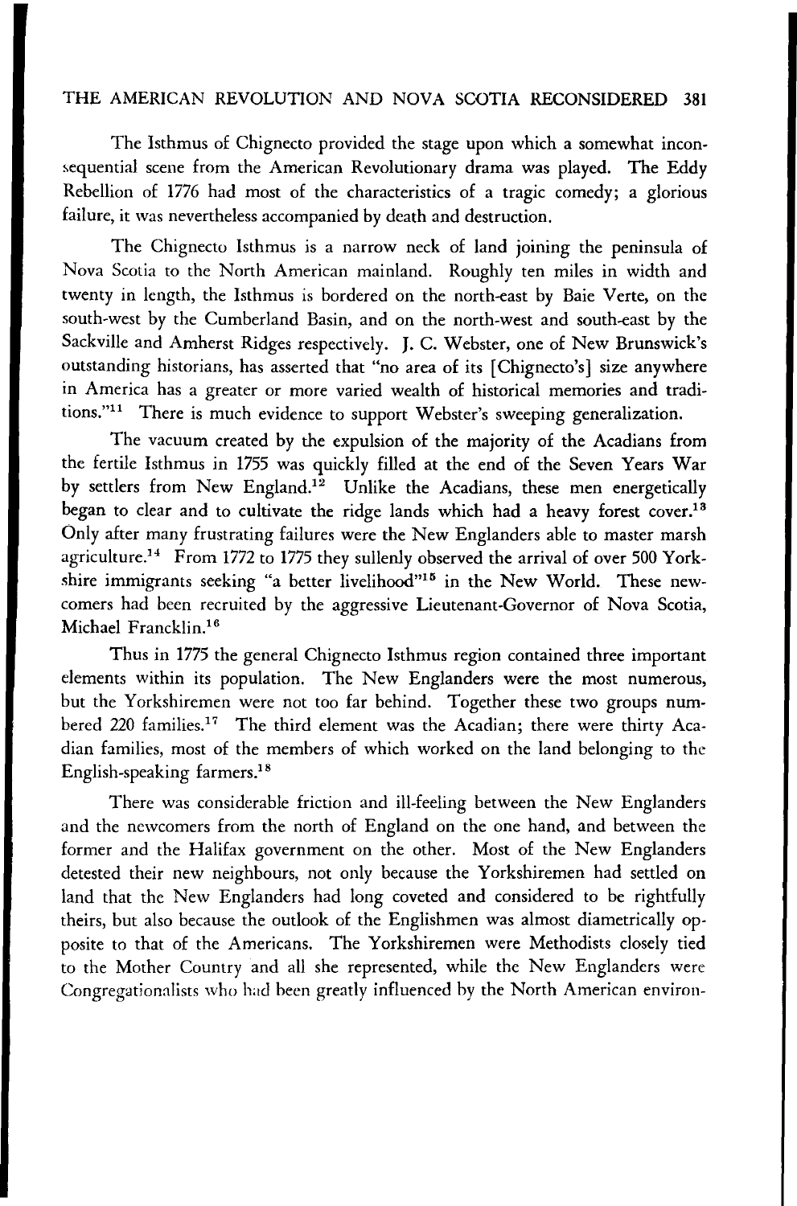The Isthmus of Chignecto provided the stage upon which a somewhat inconsequential scene from the American Revolutionary drama was played. The Eddy Rebellion of 1776 had most of the characteristics of a tragic comedy; a glorious failure, it was nevertheless accompanied by death and destruction.

The Chignecto Isthmus is a narrow neck of land joining the peninsula of Nova Scotia to the North American mainland. Roughly ten miles in width and twenty in length, the Isthmus is bordered on the north-east by Baie Verte, on the south-west by the Cumberland Basin, and on the north-west and south-east by the Sackville and Amherst Ridges respectively. J. C. Webster, one of New Brunswick's outstanding historians, has asserted that "no area of its [Chignecto's] size anywhere in America has a greater or more varied wealth of historical memories and traditions."[11] There is much evidence to support Webster's sweeping generalization.

The vacuum created by the expulsion of the majority of the Acadians from the fertile Isthmus in 1755 was quickly filled at the end of the Seven Years War by settlers from New England.[12] Unlike the Acadians, these men energetically began to clear and to cultivate the ridge lands which had a heavy forest cover.[13] Only after many frustrating failures were the New Englanders able to master marsh agriculture.[14] From 1772 to 1775 they sullenly observed the arrival of over 500 Yorkshire immigrants seeking "a better livelihood"[15] in the New World. These newcomers had been recruited by the aggressive Lieutenant-Governor of Nova Scotia, Michael Francklin.[16]

Thus in 1775 the general Chignecto Isthmus region contained three important elements within its population. The New Englanders were the most numerous, but the Yorkshiremen were not too far behind. Together these two groups numbered 220 families.[17] The third element was the Acadian; there were thirty Acadian families, most of the members of which worked on the land belonging to the English-speaking farmers.[18]

There was considerable friction and ill-feeling between the New Englanders and the newcomers from the north of England on the one hand, and between the former and the Halifax government on the other. Most of the New Englanders detested their new neighbours, not only because the Yorkshiremen had settled on land that the New Englanders had long coveted and considered to be rightfully theirs, but also because the outlook of the Englishmen was almost diametrically opposite to that of the Americans. The Yorkshiremen were Methodists closely tied to the Mother Country and all she represented, while the New Englanders were Congregationalists who had been greatly influenced by the North American environ-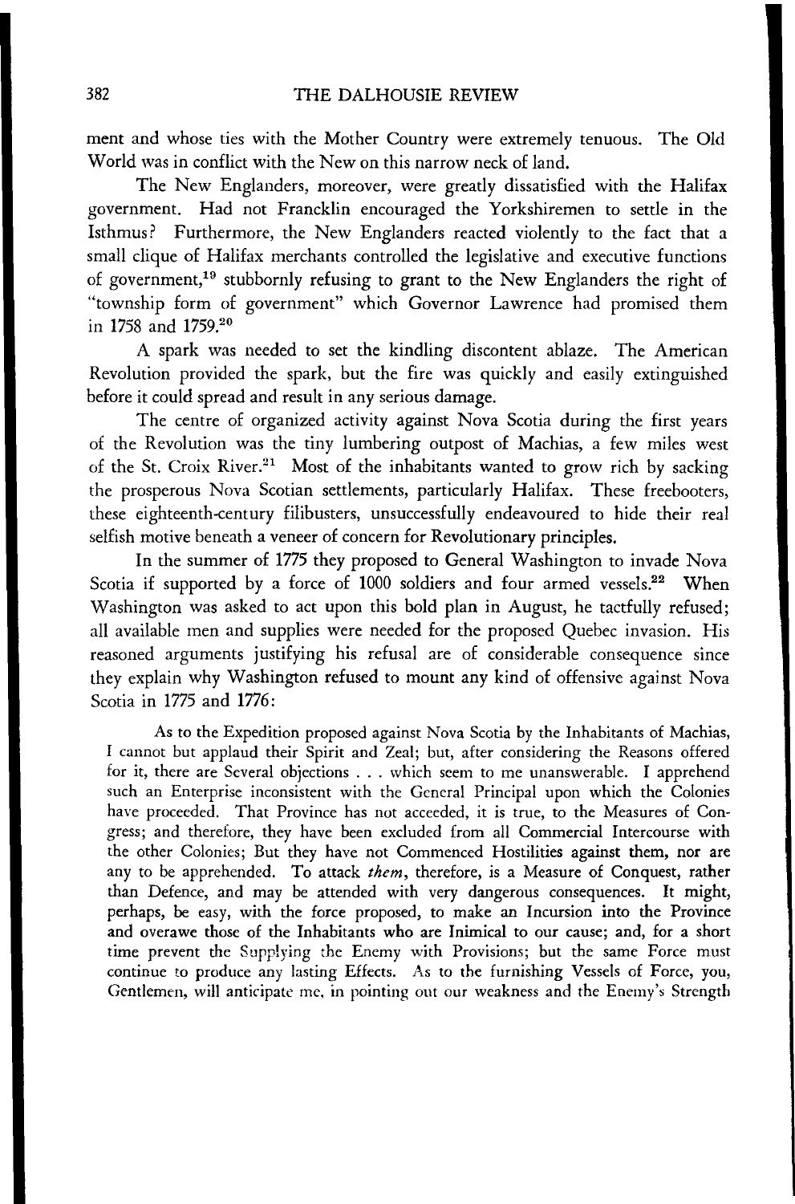ment and whose ties with the Mother Country were extremely tenuous. The Old World was in conflict with the New on this narrow neck of land.

The New Englanders, moreover, were greatly dissatisfied with the Halifax government. Had not Francklin encouraged the Yorkshiremen to settle in the Isthmus? Furthermore, the New Englanders reacted violently to the fact that a small clique of Halifax merchants controlled the legislative and executive functions of government,[19] stubbornly refusing to grant to the New Englanders the right of "township form of government" which Governor Lawrence had promised them in 1758 and 1759.[20]

A spark was needed to set the kindling discontent ablaze. The American Revolution provided the spark, but the fire was quickly and easily extinguished before it could spread and result in any serious damage.

The centre of organized activity against Nova Scotia during the first years of the Revolution was the tiny lumbering outpost of Machias, a few miles west of the St. Croix River.[21] Most of the inhabitants wanted to grow rich by sacking the prosperous Nova Scotian settlements, particularly Halifax. These freebooters, these eighteenth-century filibusters, unsuccessfully endeavoured to hide their real selfish motive beneath a veneer of concern for Revolutionary principles.

In the summer of 1775 they proposed to General Washington to invade Nova Scotia if supported by a force of 1000 soldiers and four armed vessels.[22] When Washington was asked to act upon this bold plan in August, he tactfully refused; all available men and supplies were needed for the proposed Quebec invasion. His reasoned arguments justifying his refusal are of considerable consequence since they explain why Washington refused to mount any kind of offensive against Nova Scotia in 1775 and 1776:

> As to the Expedition proposed against Nova Scotia by the Inhabitants of Machias, I cannot but applaud their Spirit and Zeal; but, after considering the Reasons offered for it, there are Several objections . . . which seem to me unanswerable. I apprehend such an Enterprise inconsistent with the General Principal upon which the Colonies have proceeded. That Province has not acceeded, it is true, to the Measures of Congress; and therefore, they have been excluded from all Commercial Intercourse with the other Colonies; But they have not Commenced Hostilities against them, nor are any to be apprehended. To attack *them*, therefore, is a Measure of Conquest, rather than Defence, and may be attended with very dangerous consequences. It might, perhaps, be easy, with the force proposed, to make an Incursion into the Province and overawe those of the Inhabitants who are Inimical to our cause; and, for a short time prevent the Supplying the Enemy with Provisions; but the same Force must continue to produce any lasting Effects. As to the furnishing Vessels of Force, you, Gentlemen, will anticipate me, in pointing out our weakness and the Enemy's Strength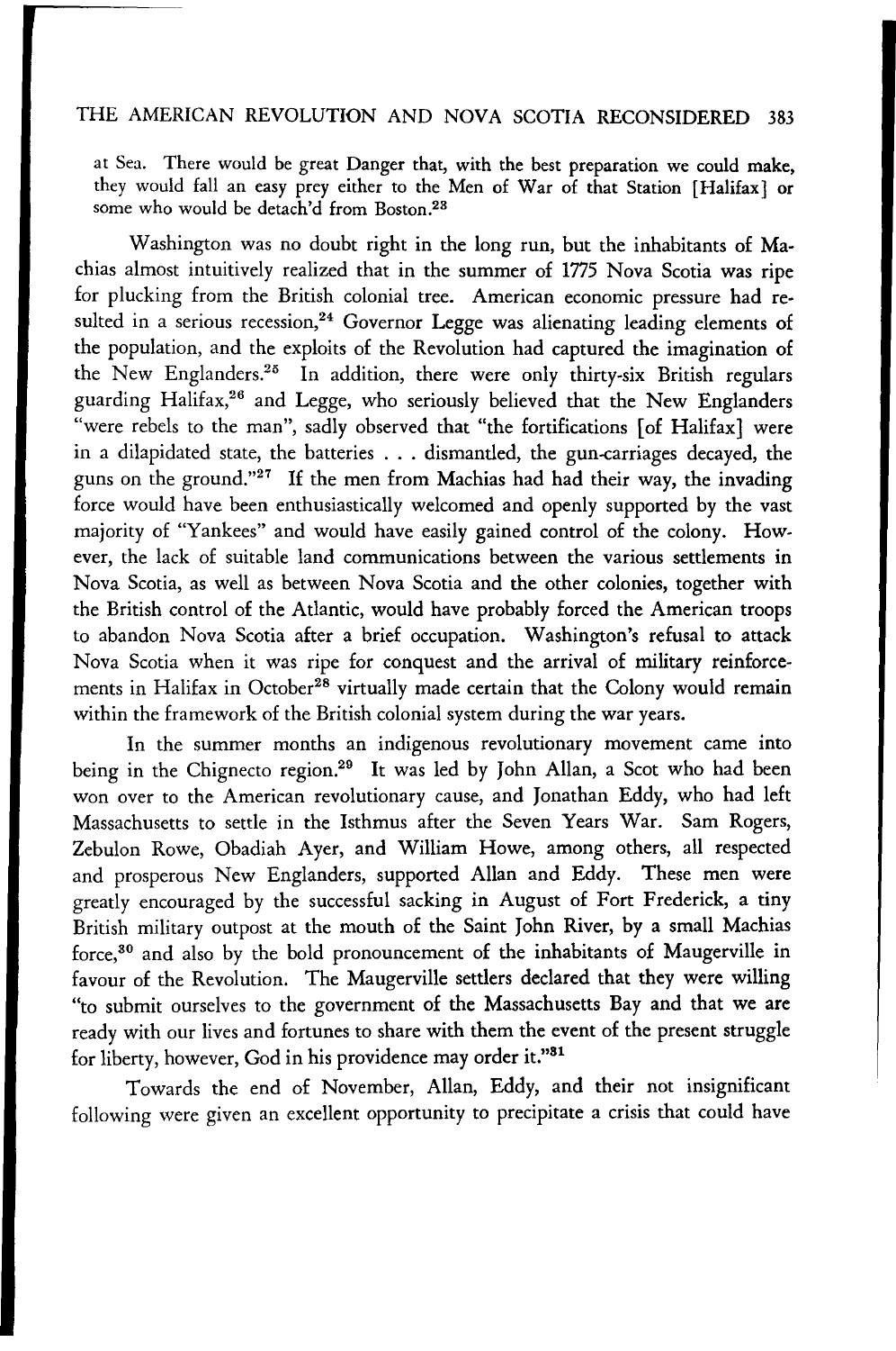at Sea. There would be great Danger that, with the best preparation we could make, they would fall an easy prey either to the Men of War of that Station [Halifax] or some who would be detach'd from Boston.[23]

Washington was no doubt right in the long run, but the inhabitants of Machias almost intuitively realized that in the summer of 1775 Nova Scotia was ripe for plucking from the British colonial tree. American economic pressure had resulted in a serious recession,[24] Governor Legge was alienating leading elements of the population, and the exploits of the Revolution had captured the imagination of the New Englanders.[25] In addition, there were only thirty-six British regulars guarding Halifax,[26] and Legge, who seriously believed that the New Englanders "were rebels to the man", sadly observed that "the fortifications [of Halifax] were in a dilapidated state, the batteries . . . dismantled, the gun-carriages decayed, the guns on the ground."[27] If the men from Machias had had their way, the invading force would have been enthusiastically welcomed and openly supported by the vast majority of "Yankees" and would have easily gained control of the colony. However, the lack of suitable land communications between the various settlements in Nova Scotia, as well as between Nova Scotia and the other colonies, together with the British control of the Atlantic, would have probably forced the American troops to abandon Nova Scotia after a brief occupation. Washington's refusal to attack Nova Scotia when it was ripe for conquest and the arrival of military reinforcements in Halifax in October[28] virtually made certain that the Colony would remain within the framework of the British colonial system during the war years.

In the summer months an indigenous revolutionary movement came into being in the Chignecto region.[29] It was led by John Allan, a Scot who had been won over to the American revolutionary cause, and Jonathan Eddy, who had left Massachusetts to settle in the Isthmus after the Seven Years War. Sam Rogers, Zebulon Rowe, Obadiah Ayer, and William Howe, among others, all respected and prosperous New Englanders, supported Allan and Eddy. These men were greatly encouraged by the successful sacking in August of Fort Frederick, a tiny British military outpost at the mouth of the Saint John River, by a small Machias force,[30] and also by the bold pronouncement of the inhabitants of Maugerville in favour of the Revolution. The Maugerville settlers declared that they were willing "to submit ourselves to the government of the Massachusetts Bay and that we are ready with our lives and fortunes to share with them the event of the present struggle for liberty, however, God in his providence may order it."[31]

Towards the end of November, Allan, Eddy, and their not insignificant following were given an excellent opportunity to precipitate a crisis that could have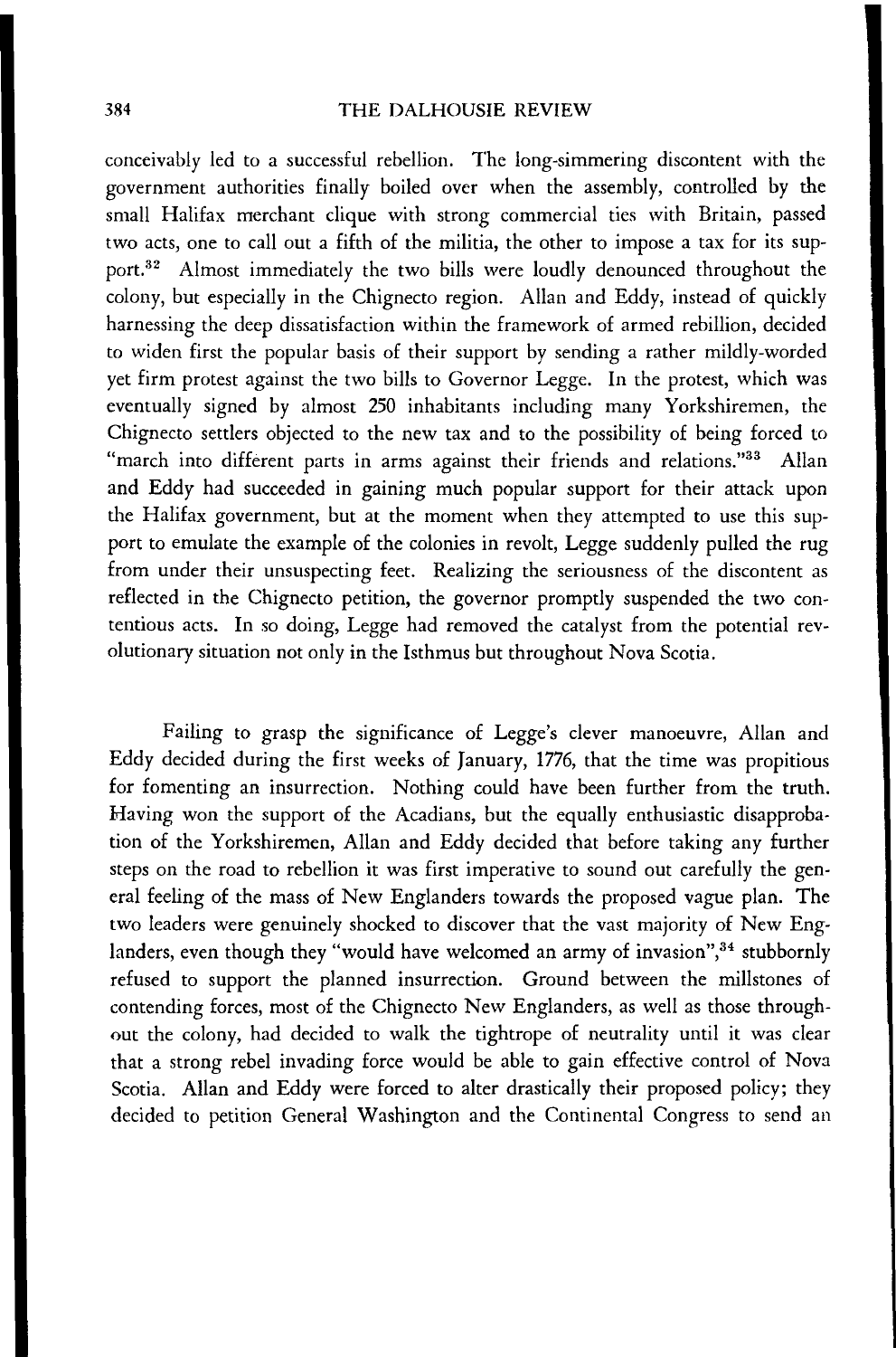conceivably led to a successful rebellion. The long-simmering discontent with the government authorities finally boiled over when the assembly, controlled by the small Halifax merchant clique with strong commercial ties with Britain, passed two acts, one to call out a fifth of the militia, the other to impose a tax for its support.[32] Almost immediately the two bills were loudly denounced throughout the colony, but especially in the Chignecto region. Allan and Eddy, instead of quickly harnessing the deep dissatisfaction within the framework of armed rebillion, decided to widen first the popular basis of their support by sending a rather mildly-worded yet firm protest against the two bills to Governor Legge. In the protest, which was eventually signed by almost 250 inhabitants including many Yorkshiremen, the Chignecto settlers objected to the new tax and to the possibility of being forced to "march into different parts in arms against their friends and relations."[33] Allan and Eddy had succeeded in gaining much popular support for their attack upon the Halifax government, but at the moment when they attempted to use this support to emulate the example of the colonies in revolt, Legge suddenly pulled the rug from under their unsuspecting feet. Realizing the seriousness of the discontent as reflected in the Chignecto petition, the governor promptly suspended the two contentious acts. In so doing, Legge had removed the catalyst from the potential revolutionary situation not only in the Isthmus but throughout Nova Scotia.

Failing to grasp the significance of Legge's clever manoeuvre, Allan and Eddy decided during the first weeks of January, 1776, that the time was propitious for fomenting an insurrection. Nothing could have been further from the truth. Having won the support of the Acadians, but the equally enthusiastic disapprobation of the Yorkshiremen, Allan and Eddy decided that before taking any further steps on the road to rebellion it was first imperative to sound out carefully the general feeling of the mass of New Englanders towards the proposed vague plan. The two leaders were genuinely shocked to discover that the vast majority of New Englanders, even though they "would have welcomed an army of invasion",[34] stubbornly refused to support the planned insurrection. Ground between the millstones of contending forces, most of the Chignecto New Englanders, as well as those throughout the colony, had decided to walk the tightrope of neutrality until it was clear that a strong rebel invading force would be able to gain effective control of Nova Scotia. Allan and Eddy were forced to alter drastically their proposed policy; they decided to petition General Washington and the Continental Congress to send an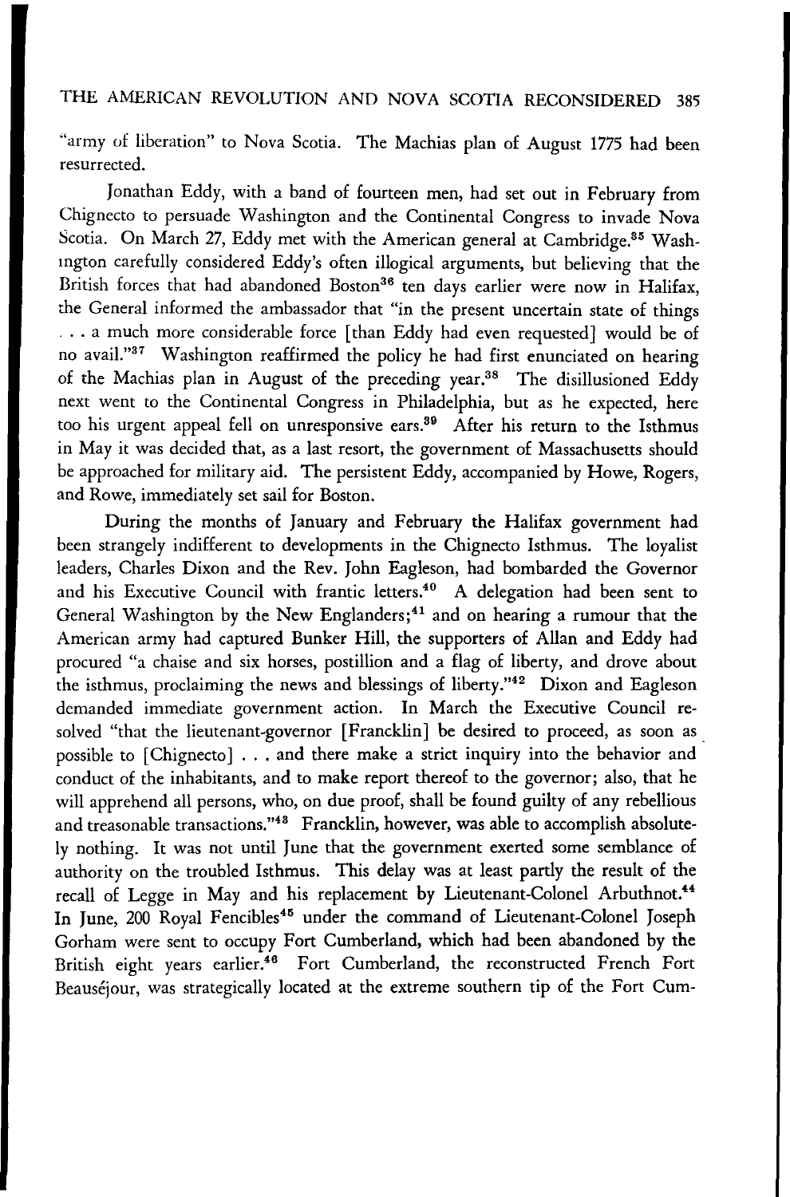"army of liberation" to Nova Scotia. The Machias plan of August 1775 had been resurrected.

Jonathan Eddy, with a band of fourteen men, had set out in February from Chignecto to persuade Washington and the Continental Congress to invade Nova Scotia. On March 27, Eddy met with the American general at Cambridge.[35] Washington carefully considered Eddy's often illogical arguments, but believing that the British forces that had abandoned Boston[36] ten days earlier were now in Halifax, the General informed the ambassador that "in the present uncertain state of things . . . a much more considerable force [than Eddy had even requested] would be of no avail."[37] Washington reaffirmed the policy he had first enunciated on hearing of the Machias plan in August of the preceding year.[38] The disillusioned Eddy next went to the Continental Congress in Philadelphia, but as he expected, here too his urgent appeal fell on unresponsive ears.[39] After his return to the Isthmus in May it was decided that, as a last resort, the government of Massachusetts should be approached for military aid. The persistent Eddy, accompanied by Howe, Rogers, and Rowe, immediately set sail for Boston.

During the months of January and February the Halifax government had been strangely indifferent to developments in the Chignecto Isthmus. The loyalist leaders, Charles Dixon and the Rev. John Eagleson, had bombarded the Governor and his Executive Council with frantic letters.[40] A delegation had been sent to General Washington by the New Englanders;[41] and on hearing a rumour that the American army had captured Bunker Hill, the supporters of Allan and Eddy had procured "a chaise and six horses, postillion and a flag of liberty, and drove about the isthmus, proclaiming the news and blessings of liberty."[42] Dixon and Eagleson demanded immediate government action. In March the Executive Council resolved "that the lieutenant-governor [Francklin] be desired to proceed, as soon as possible to [Chignecto] . . . and there make a strict inquiry into the behavior and conduct of the inhabitants, and to make report thereof to the governor; also, that he will apprehend all persons, who, on due proof, shall be found guilty of any rebellious and treasonable transactions."[43] Francklin, however, was able to accomplish absolutely nothing. It was not until June that the government exerted some semblance of authority on the troubled Isthmus. This delay was at least partly the result of the recall of Legge in May and his replacement by Lieutenant-Colonel Arbuthnot.[44] In June, 200 Royal Fencibles[45] under the command of Lieutenant-Colonel Joseph Gorham were sent to occupy Fort Cumberland, which had been abandoned by the British eight years earlier.[46] Fort Cumberland, the reconstructed French Fort Beauséjour, was strategically located at the extreme southern tip of the Fort Cum-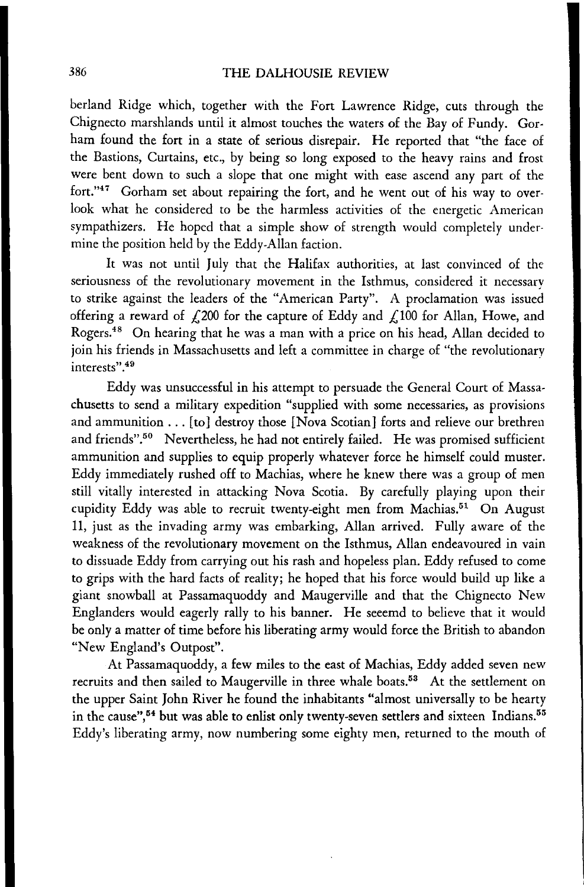berland Ridge which, together with the Fort Lawrence Ridge, cuts through the Chignecto marshlands until it almost touches the waters of the Bay of Fundy. Gorham found the fort in a state of serious disrepair. He reported that "the face of the Bastions, Curtains, etc., by being so long exposed to the heavy rains and frost were bent down to such a slope that one might with ease ascend any part of the fort."[47] Gorham set about repairing the fort, and he went out of his way to overlook what he considered to be the harmless activities of the energetic American sympathizers. He hoped that a simple show of strength would completely undermine the position held by the Eddy-Allan faction.

It was not until July that the Halifax authorities, at last convinced of the seriousness of the revolutionary movement in the Isthmus, considered it necessary to strike against the leaders of the "American Party". A proclamation was issued offering a reward of £200 for the capture of Eddy and £100 for Allan, Howe, and Rogers.[48] On hearing that he was a man with a price on his head, Allan decided to join his friends in Massachusetts and left a committee in charge of "the revolutionary interests".[49]

Eddy was unsuccessful in his attempt to persuade the General Court of Massachusetts to send a military expedition "supplied with some necessaries, as provisions and ammunition . . . [to] destroy those [Nova Scotian] forts and relieve our brethren and friends".[50] Nevertheless, he had not entirely failed. He was promised sufficient ammunition and supplies to equip properly whatever force he himself could muster. Eddy immediately rushed off to Machias, where he knew there was a group of men still vitally interested in attacking Nova Scotia. By carefully playing upon their cupidity Eddy was able to recruit twenty-eight men from Machias.[51] On August 11, just as the invading army was embarking, Allan arrived. Fully aware of the weakness of the revolutionary movement on the Isthmus, Allan endeavoured in vain to dissuade Eddy from carrying out his rash and hopeless plan. Eddy refused to come to grips with the hard facts of reality; he hoped that his force would build up like a giant snowball at Passamaquoddy and Maugerville and that the Chignecto New Englanders would eagerly rally to his banner. He seeemd to believe that it would be only a matter of time before his liberating army would force the British to abandon "New England's Outpost".

At Passamaquoddy, a few miles to the east of Machias, Eddy added seven new recruits and then sailed to Maugerville in three whale boats.[53] At the settlement on the upper Saint John River he found the inhabitants "almost universally to be hearty in the cause",[54] but was able to enlist only twenty-seven settlers and sixteen Indians.[55] Eddy's liberating army, now numbering some eighty men, returned to the mouth of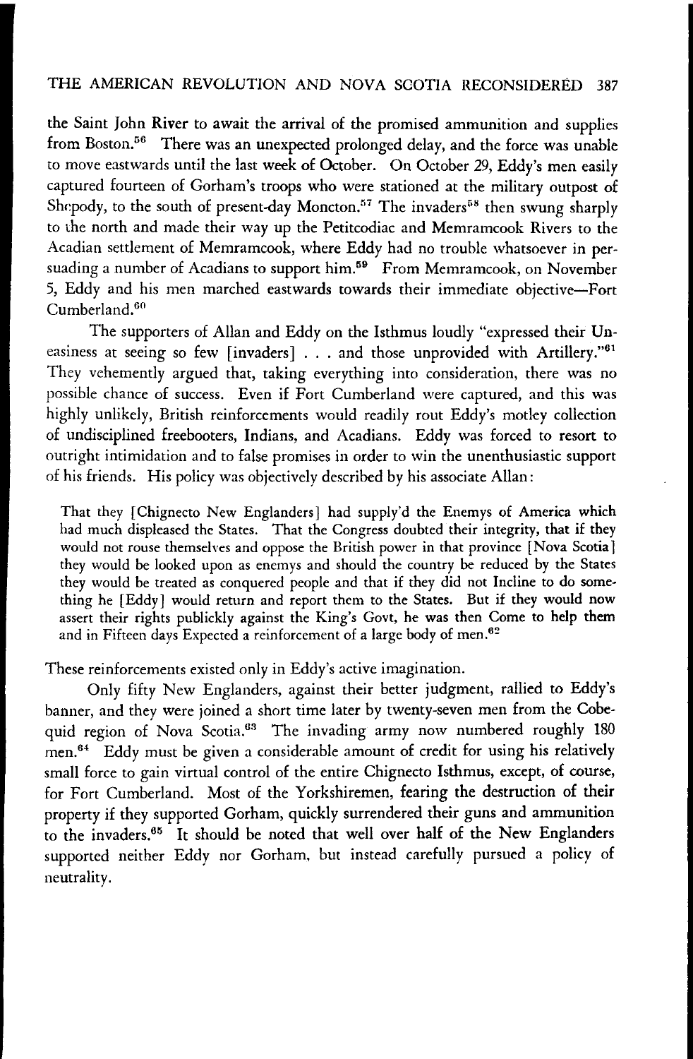the Saint John River to await the arrival of the promised ammunition and supplies from Boston.[56] There was an unexpected prolonged delay, and the force was unable to move eastwards until the last week of October. On October 29, Eddy's men easily captured fourteen of Gorham's troops who were stationed at the military outpost of Shepody, to the south of present-day Moncton.[57] The invaders[58] then swung sharply to the north and made their way up the Petitcodiac and Memramcook Rivers to the Acadian settlement of Memramcook, where Eddy had no trouble whatsoever in persuading a number of Acadians to support him.[59] From Memramcook, on November 5, Eddy and his men marched eastwards towards their immediate objective—Fort Cumberland.[60]

The supporters of Allan and Eddy on the Isthmus loudly "expressed their Uneasiness at seeing so few [invaders] . . . and those unprovided with Artillery."[61] They vehemently argued that, taking everything into consideration, there was no possible chance of success. Even if Fort Cumberland were captured, and this was highly unlikely, British reinforcements would readily rout Eddy's motley collection of undisciplined freebooters, Indians, and Acadians. Eddy was forced to resort to outright intimidation and to false promises in order to win the unenthusiastic support of his friends. His policy was objectively described by his associate Allan:

> That they [Chignecto New Englanders] had supply'd the Enemys of America which had much displeased the States. That the Congress doubted their integrity, that if they would not rouse themselves and oppose the British power in that province [Nova Scotia] they would be looked upon as enemys and should the country be reduced by the States they would be treated as conquered people and that if they did not Incline to do something he [Eddy] would return and report them to the States. But if they would now assert their rights publickly against the King's Govt, he was then Come to help them and in Fifteen days Expected a reinforcement of a large body of men.[62]

These reinforcements existed only in Eddy's active imagination.

Only fifty New Englanders, against their better judgment, rallied to Eddy's banner, and they were joined a short time later by twenty-seven men from the Cobequid region of Nova Scotia.[63] The invading army now numbered roughly 180 men.[64] Eddy must be given a considerable amount of credit for using his relatively small force to gain virtual control of the entire Chignecto Isthmus, except, of course, for Fort Cumberland. Most of the Yorkshiremen, fearing the destruction of their property if they supported Gorham, quickly surrendered their guns and ammunition to the invaders.[65] It should be noted that well over half of the New Englanders supported neither Eddy nor Gorham, but instead carefully pursued a policy of neutrality.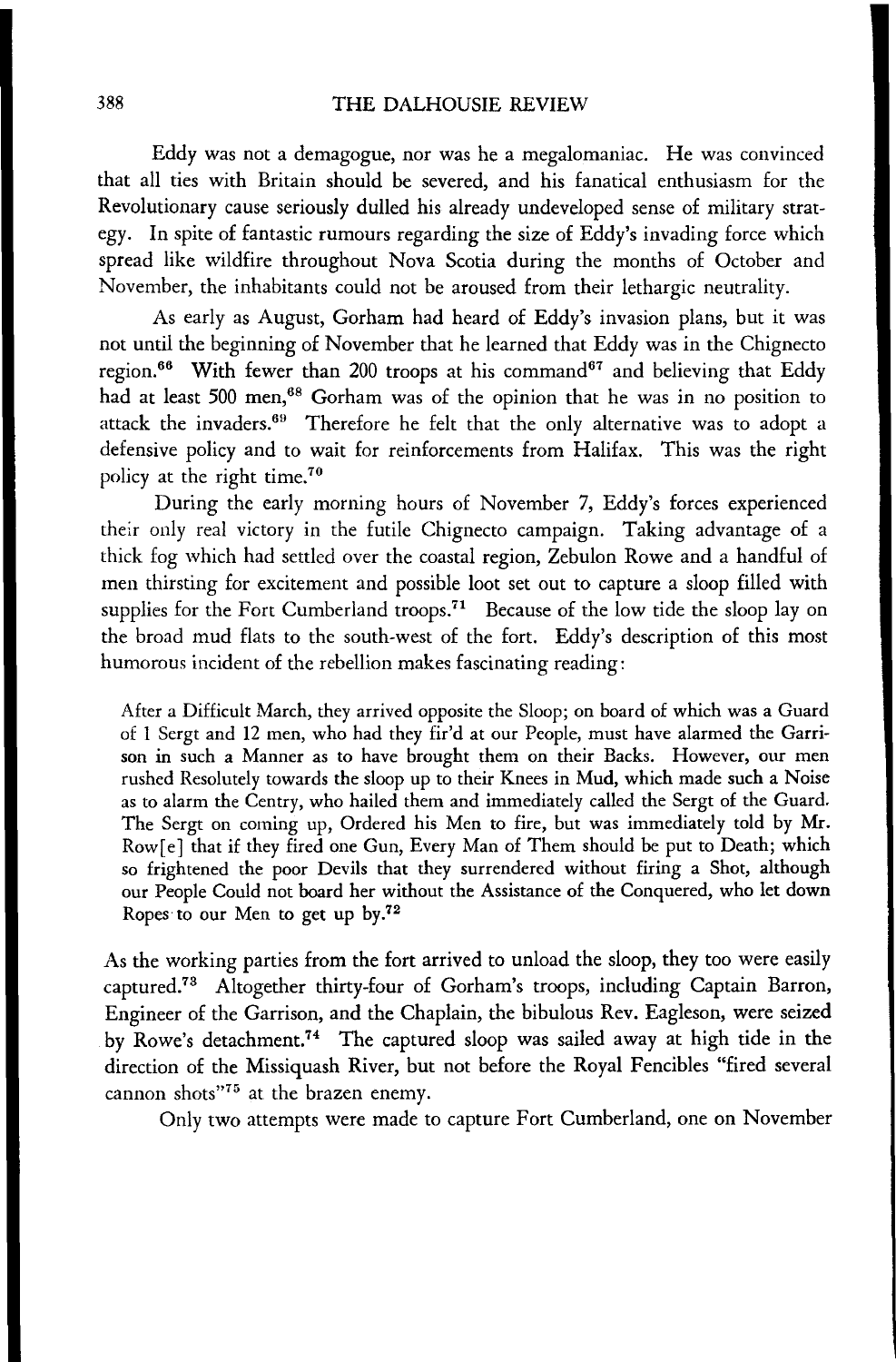Eddy was not a demagogue, nor was he a megalomaniac. He was convinced that all ties with Britain should be severed, and his fanatical enthusiasm for the Revolutionary cause seriously dulled his already undeveloped sense of military strategy. In spite of fantastic rumours regarding the size of Eddy's invading force which spread like wildfire throughout Nova Scotia during the months of October and November, the inhabitants could not be aroused from their lethargic neutrality.

As early as August, Gorham had heard of Eddy's invasion plans, but it was not until the beginning of November that he learned that Eddy was in the Chignecto region.[66] With fewer than 200 troops at his command[67] and believing that Eddy had at least 500 men,[68] Gorham was of the opinion that he was in no position to attack the invaders.[69] Therefore he felt that the only alternative was to adopt a defensive policy and to wait for reinforcements from Halifax. This was the right policy at the right time.[70]

During the early morning hours of November 7, Eddy's forces experienced their only real victory in the futile Chignecto campaign. Taking advantage of a thick fog which had settled over the coastal region, Zebulon Rowe and a handful of men thirsting for excitement and possible loot set out to capture a sloop filled with supplies for the Fort Cumberland troops.[71] Because of the low tide the sloop lay on the broad mud flats to the south-west of the fort. Eddy's description of this most humorous incident of the rebellion makes fascinating reading:

> After a Difficult March, they arrived opposite the Sloop; on board of which was a Guard of 1 Sergt and 12 men, who had they fir'd at our People, must have alarmed the Garrison in such a Manner as to have brought them on their Backs. However, our men rushed Resolutely towards the sloop up to their Knees in Mud, which made such a Noise as to alarm the Centry, who hailed them and immediately called the Sergt of the Guard. The Sergt on coming up, Ordered his Men to fire, but was immediately told by Mr. Row[e] that if they fired one Gun, Every Man of Them should be put to Death; which so frightened the poor Devils that they surrendered without firing a Shot, although our People Could not board her without the Assistance of the Conquered, who let down Ropes to our Men to get up by.[72]

As the working parties from the fort arrived to unload the sloop, they too were easily captured.[73] Altogether thirty-four of Gorham's troops, including Captain Barron, Engineer of the Garrison, and the Chaplain, the bibulous Rev. Eagleson, were seized by Rowe's detachment.[74] The captured sloop was sailed away at high tide in the direction of the Missiquash River, but not before the Royal Fencibles "fired several cannon shots"[75] at the brazen enemy.

Only two attempts were made to capture Fort Cumberland, one on November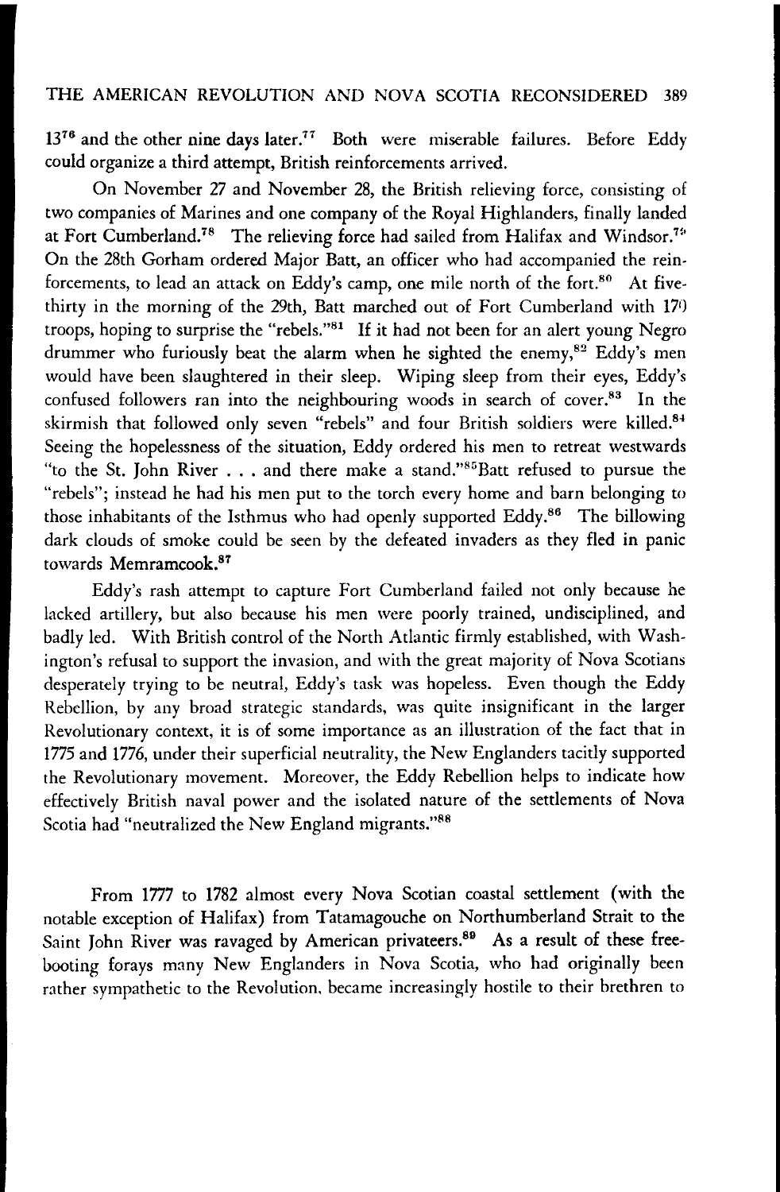13[76] and the other nine days later.[77] Both were miserable failures. Before Eddy could organize a third attempt, British reinforcements arrived.

On November 27 and November 28, the British relieving force, consisting of two companies of Marines and one company of the Royal Highlanders, finally landed at Fort Cumberland.[78] The relieving force had sailed from Halifax and Windsor.[79] On the 28th Gorham ordered Major Batt, an officer who had accompanied the reinforcements, to lead an attack on Eddy's camp, one mile north of the fort.[80] At five-thirty in the morning of the 29th, Batt marched out of Fort Cumberland with 170 troops, hoping to surprise the "rebels."[81] If it had not been for an alert young Negro drummer who furiously beat the alarm when he sighted the enemy,[82] Eddy's men would have been slaughtered in their sleep. Wiping sleep from their eyes, Eddy's confused followers ran into the neighbouring woods in search of cover.[83] In the skirmish that followed only seven "rebels" and four British soldiers were killed.[84] Seeing the hopelessness of the situation, Eddy ordered his men to retreat westwards "to the St. John River . . . and there make a stand."[85] Batt refused to pursue the "rebels"; instead he had his men put to the torch every home and barn belonging to those inhabitants of the Isthmus who had openly supported Eddy.[86] The billowing dark clouds of smoke could be seen by the defeated invaders as they fled in panic towards Memramcook.[87]

Eddy's rash attempt to capture Fort Cumberland failed not only because he lacked artillery, but also because his men were poorly trained, undisciplined, and badly led. With British control of the North Atlantic firmly established, with Washington's refusal to support the invasion, and with the great majority of Nova Scotians desperately trying to be neutral, Eddy's task was hopeless. Even though the Eddy Rebellion, by any broad strategic standards, was quite insignificant in the larger Revolutionary context, it is of some importance as an illustration of the fact that in 1775 and 1776, under their superficial neutrality, the New Englanders tacitly supported the Revolutionary movement. Moreover, the Eddy Rebellion helps to indicate how effectively British naval power and the isolated nature of the settlements of Nova Scotia had "neutralized the New England migrants."[88]

From 1777 to 1782 almost every Nova Scotian coastal settlement (with the notable exception of Halifax) from Tatamagouche on Northumberland Strait to the Saint John River was ravaged by American privateers.[89] As a result of these free-booting forays many New Englanders in Nova Scotia, who had originally been rather sympathetic to the Revolution, became increasingly hostile to their brethren to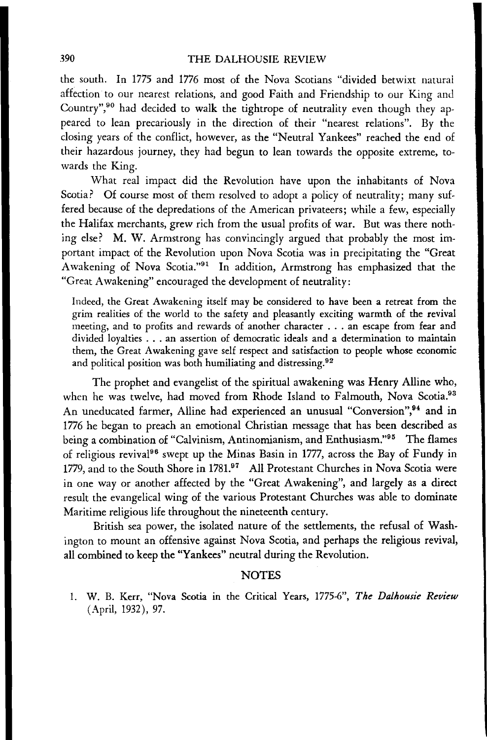the south. In 1775 and 1776 most of the Nova Scotians "divided betwixt natural affection to our nearest relations, and good Faith and Friendship to our King and Country",[90] had decided to walk the tightrope of neutrality even though they appeared to lean precariously in the direction of their "nearest relations". By the closing years of the conflict, however, as the "Neutral Yankees" reached the end of their hazardous journey, they had begun to lean towards the opposite extreme, towards the King.

What real impact did the Revolution have upon the inhabitants of Nova Scotia? Of course most of them resolved to adopt a policy of neutrality; many suffered because of the depredations of the American privateers; while a few, especially the Halifax merchants, grew rich from the usual profits of war. But was there nothing else? M. W. Armstrong has convincingly argued that probably the most important impact of the Revolution upon Nova Scotia was in precipitating the "Great Awakening of Nova Scotia."[91] In addition, Armstrong has emphasized that the "Great Awakening" encouraged the development of neutrality:

> Indeed, the Great Awakening itself may be considered to have been a retreat from the grim realities of the world to the safety and pleasantly exciting warmth of the revival meeting, and to profits and rewards of another character . . . an escape from fear and divided loyalties . . . an assertion of democratic ideals and a determination to maintain them, the Great Awakening gave self respect and satisfaction to people whose economic and political position was both humiliating and distressing.[92]

The prophet and evangelist of the spiritual awakening was Henry Alline who, when he was twelve, had moved from Rhode Island to Falmouth, Nova Scotia.[93] An uneducated farmer, Alline had experienced an unusual "Conversion",[94] and in 1776 he began to preach an emotional Christian message that has been described as being a combination of "Calvinism, Antinomianism, and Enthusiasm."[95] The flames of religious revival[96] swept up the Minas Basin in 1777, across the Bay of Fundy in 1779, and to the South Shore in 1781.[97] All Protestant Churches in Nova Scotia were in one way or another affected by the "Great Awakening", and largely as a direct result the evangelical wing of the various Protestant Churches was able to dominate Maritime religious life throughout the nineteenth century.

British sea power, the isolated nature of the settlements, the refusal of Washington to mount an offensive against Nova Scotia, and perhaps the religious revival, all combined to keep the "Yankees" neutral during the Revolution.

## NOTES

1. W. B. Kerr, "Nova Scotia in the Critical Years, 1775-6", *The Dalhousie Review* (April, 1932), 97.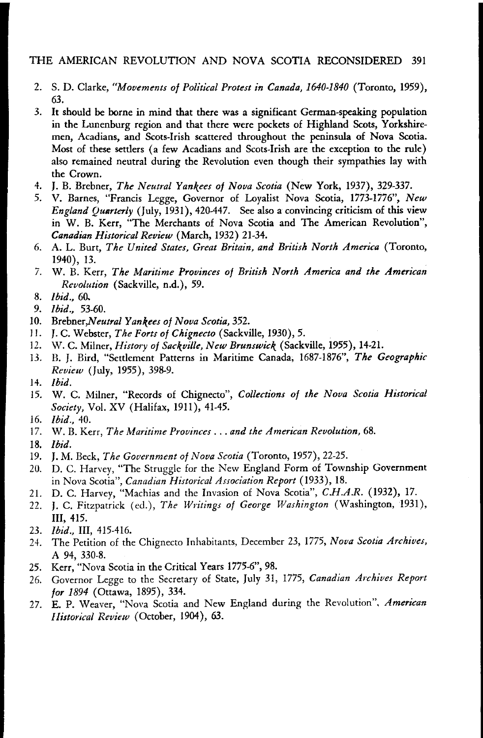2. S. D. Clarke, *"Movements of Political Protest in Canada, 1640-1840* (Toronto, 1959), 63.
3. It should be borne in mind that there was a significant German-speaking population in the Lunenburg region and that there were pockets of Highland Scots, Yorkshiremen, Acadians, and Scots-Irish scattered throughout the peninsula of Nova Scotia. Most of these settlers (a few Acadians and Scots-Irish are the exception to the rule) also remained neutral during the Revolution even though their sympathies lay with the Crown.
4. J. B. Brebner, *The Neutral Yankees of Nova Scotia* (New York, 1937), 329-337.
5. V. Barnes, "Francis Legge, Governor of Loyalist Nova Scotia, 1773-1776", *New England Quarterly* (July, 1931), 420-447. See also a convincing criticism of this view in W. B. Kerr, "The Merchants of Nova Scotia and The American Revolution", *Canadian Historical Review* (March, 1932) 21-34.
6. A. L. Burt, *The United States, Great Britain, and British North America* (Toronto, 1940), 13.
7. W. B. Kerr, *The Maritime Provinces of British North America and the American Revolution* (Sackville, n.d.), 59.
8. *Ibid.*, 60.
9. *Ibid.*, 53-60.
10. Brebner,*Neutral Yankees of Nova Scotia*, 352.
11. J. C. Webster, *The Forts of Chignecto* (Sackville, 1930), 5.
12. W. C. Milner, *History of Sackville, New Brunswick* (Sackville, 1955), 14-21.
13. B. J. Bird, "Settlement Patterns in Maritime Canada, 1687-1876", *The Geographic Review* (July, 1955), 398-9.
14. *Ibid.*
15. W. C. Milner, "Records of Chignecto", *Collections of the Nova Scotia Historical Society*, Vol. XV (Halifax, 1911), 41-45.
16. *Ibid.*, 40.
17. W. B. Kerr, *The Maritime Provinces . . . and the American Revolution*, 68.
18. *Ibid.*
19. J. M. Beck, *The Government of Nova Scotia* (Toronto, 1957), 22-25.
20. D. C. Harvey, "The Struggle for the New England Form of Township Government in Nova Scotia", *Canadian Historical Association Report* (1933), 18.
21. D. C. Harvey, "Machias and the Invasion of Nova Scotia", *C.H.A.R.* (1932), 17.
22. J. C. Fitzpatrick (ed.), *The Writings of George Washington* (Washington, 1931), III, 415.
23. *Ibid.*, III, 415-416.
24. The Petition of the Chignecto Inhabitants, December 23, 1775, *Nova Scotia Archives*, A 94, 330-8.
25. Kerr, "Nova Scotia in the Critical Years 1775-6", 98.
26. Governor Legge to the Secretary of State, July 31, 1775, *Canadian Archives Report for 1894* (Ottawa, 1895), 334.
27. E. P. Weaver, "Nova Scotia and New England during the Revolution", *American Historical Review* (October, 1904), 63.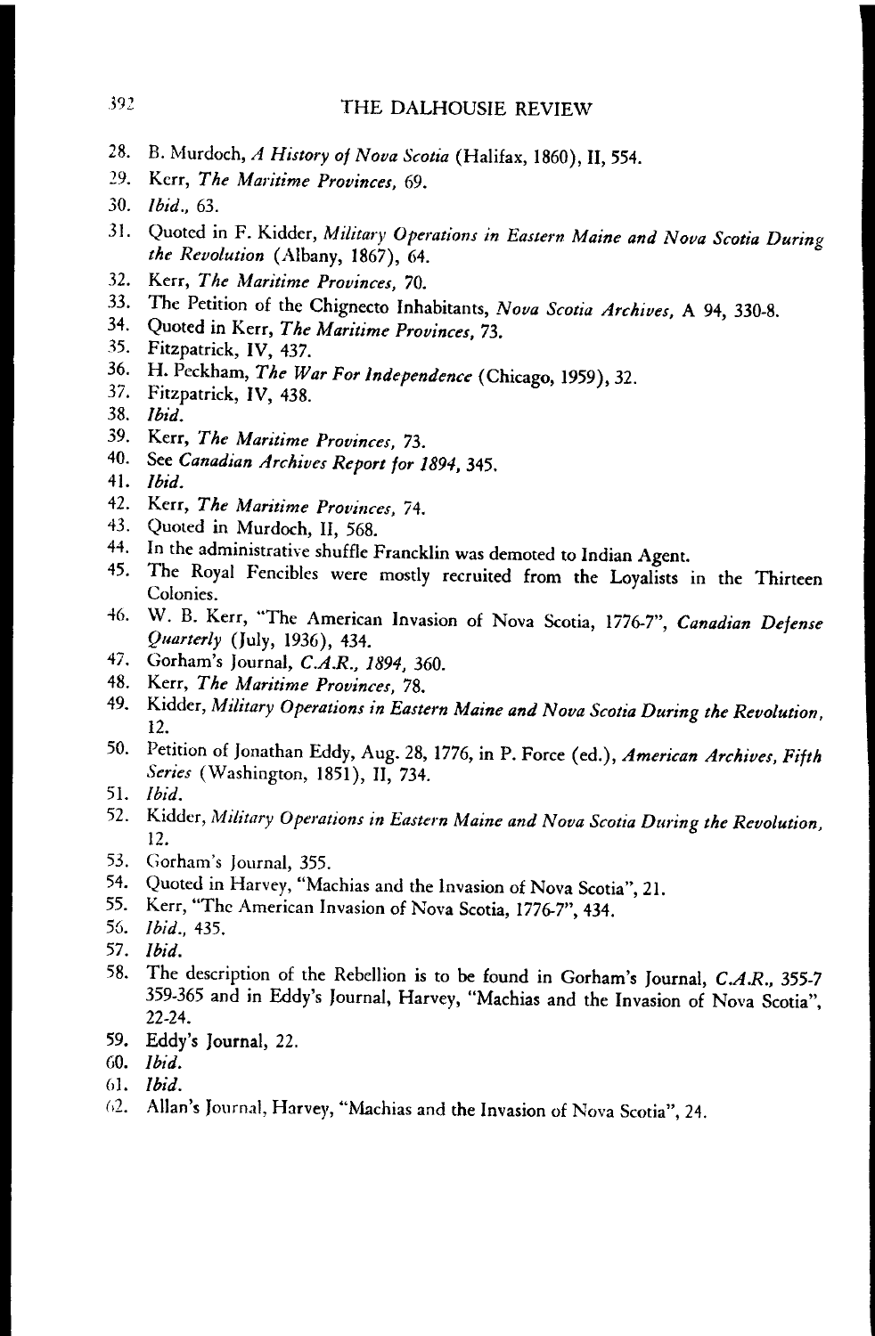28. B. Murdoch, *A History of Nova Scotia* (Halifax, 1860), II, 554.
29. Kerr, *The Maritime Provinces*, 69.
30. *Ibid.*, 63.
31. Quoted in F. Kidder, *Military Operations in Eastern Maine and Nova Scotia During the Revolution* (Albany, 1867), 64.
32. Kerr, *The Maritime Provinces*, 70.
33. The Petition of the Chignecto Inhabitants, *Nova Scotia Archives*, A 94, 330-8.
34. Quoted in Kerr, *The Maritime Provinces*, 73.
35. Fitzpatrick, IV, 437.
36. H. Peckham, *The War For Independence* (Chicago, 1959), 32.
37. Fitzpatrick, IV, 438.
38. *Ibid.*
39. Kerr, *The Maritime Provinces*, 73.
40. See *Canadian Archives Report for 1894*, 345.
41. *Ibid.*
42. Kerr, *The Maritime Provinces*, 74.
43. Quoted in Murdoch, II, 568.
44. In the administrative shuffle Francklin was demoted to Indian Agent.
45. The Royal Fencibles were mostly recruited from the Loyalists in the Thirteen Colonies.
46. W. B. Kerr, "The American Invasion of Nova Scotia, 1776-7", *Canadian Defense Quarterly* (July, 1936), 434.
47. Gorham's Journal, *C.A.R., 1894*, 360.
48. Kerr, *The Maritime Provinces*, 78.
49. Kidder, *Military Operations in Eastern Maine and Nova Scotia During the Revolution*, 12.
50. Petition of Jonathan Eddy, Aug. 28, 1776, in P. Force (ed.), *American Archives, Fifth Series* (Washington, 1851), II, 734.
51. *Ibid.*
52. Kidder, *Military Operations in Eastern Maine and Nova Scotia During the Revolution*, 12.
53. Gorham's Journal, 355.
54. Quoted in Harvey, "Machias and the Invasion of Nova Scotia", 21.
55. Kerr, "The American Invasion of Nova Scotia, 1776-7", 434.
56. *Ibid.*, 435.
57. *Ibid.*
58. The description of the Rebellion is to be found in Gorham's Journal, *C.A.R.*, 355-7 359-365 and in Eddy's Journal, Harvey, "Machias and the Invasion of Nova Scotia", 22-24.
59. Eddy's Journal, 22.
60. *Ibid.*
61. *Ibid.*
62. Allan's Journal, Harvey, "Machias and the Invasion of Nova Scotia", 24.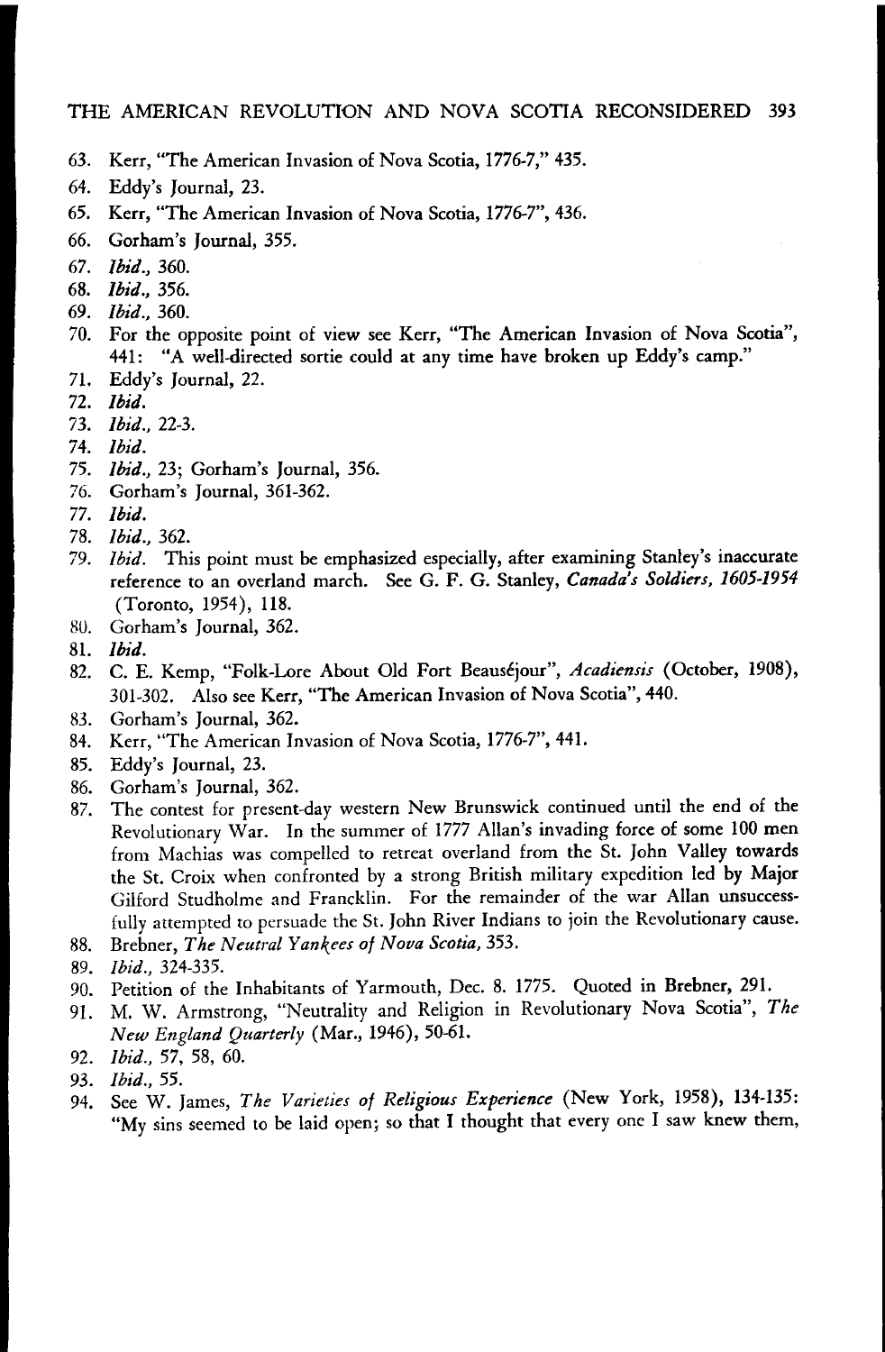63. Kerr, "The American Invasion of Nova Scotia, 1776-7," 435.
64. Eddy's Journal, 23.
65. Kerr, "The American Invasion of Nova Scotia, 1776-7", 436.
66. Gorham's Journal, 355.
67. *Ibid.*, 360.
68. *Ibid.*, 356.
69. *Ibid.*, 360.
70. For the opposite point of view see Kerr, "The American Invasion of Nova Scotia", 441: "A well-directed sortie could at any time have broken up Eddy's camp."
71. Eddy's Journal, 22.
72. *Ibid.*
73. *Ibid.*, 22-3.
74. *Ibid.*
75. *Ibid.*, 23; Gorham's Journal, 356.
76. Gorham's Journal, 361-362.
77. *Ibid.*
78. *Ibid.*, 362.
79. *Ibid.* This point must be emphasized especially, after examining Stanley's inaccurate reference to an overland march. See G. F. G. Stanley, *Canada's Soldiers, 1605-1954* (Toronto, 1954), 118.
80. Gorham's Journal, 362.
81. *Ibid.*
82. C. E. Kemp, "Folk-Lore About Old Fort Beauséjour", *Acadiensis* (October, 1908), 301-302. Also see Kerr, "The American Invasion of Nova Scotia", 440.
83. Gorham's Journal, 362.
84. Kerr, "The American Invasion of Nova Scotia, 1776-7", 441.
85. Eddy's Journal, 23.
86. Gorham's Journal, 362.
87. The contest for present-day western New Brunswick continued until the end of the Revolutionary War. In the summer of 1777 Allan's invading force of some 100 men from Machias was compelled to retreat overland from the St. John Valley towards the St. Croix when confronted by a strong British military expedition led by Major Gilford Studholme and Francklin. For the remainder of the war Allan unsuccessfully attempted to persuade the St. John River Indians to join the Revolutionary cause.
88. Brebner, *The Neutral Yankees of Nova Scotia*, 353.
89. *Ibid.*, 324-335.
90. Petition of the Inhabitants of Yarmouth, Dec. 8. 1775. Quoted in Brebner, 291.
91. M. W. Armstrong, "Neutrality and Religion in Revolutionary Nova Scotia", *The New England Quarterly* (Mar., 1946), 50-61.
92. *Ibid.*, 57, 58, 60.
93. *Ibid.*, 55.
94. See W. James, *The Varieties of Religious Experience* (New York, 1958), 134-135: "My sins seemed to be laid open; so that I thought that every one I saw knew them,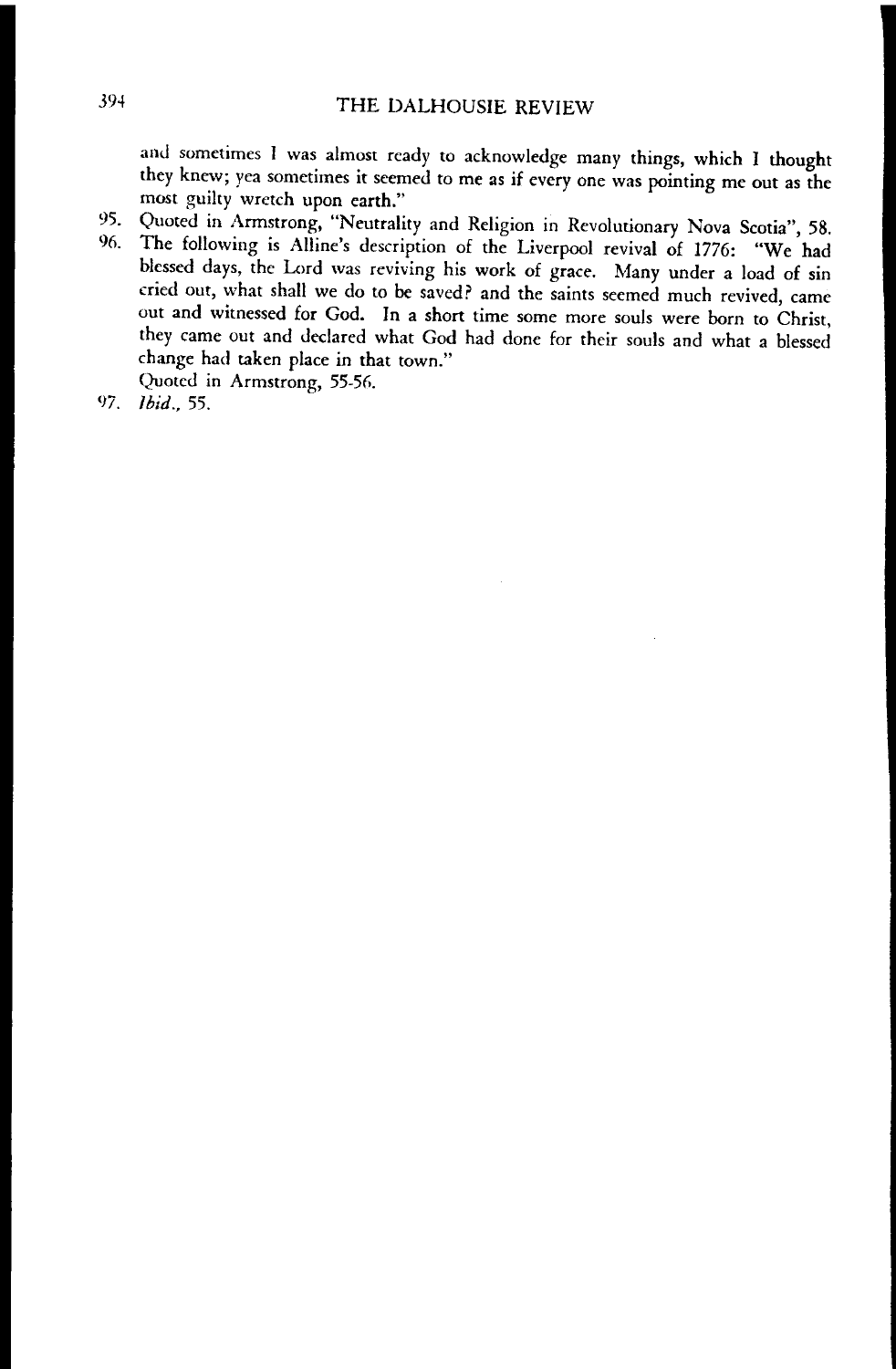and sometimes I was almost ready to acknowledge many things, which I thought they knew; yea sometimes it seemed to me as if every one was pointing me out as the most guilty wretch upon earth."

95. Quoted in Armstrong, "Neutrality and Religion in Revolutionary Nova Scotia", 58.
96. The following is Alline's description of the Liverpool revival of 1776: "We had blessed days, the Lord was reviving his work of grace. Many under a load of sin cried out, what shall we do to be saved? and the saints seemed much revived, came out and witnessed for God. In a short time some more souls were born to Christ, they came out and declared what God had done for their souls and what a blessed change had taken place in that town."
    Quoted in Armstrong, 55-56.
97. *Ibid.*, 55.